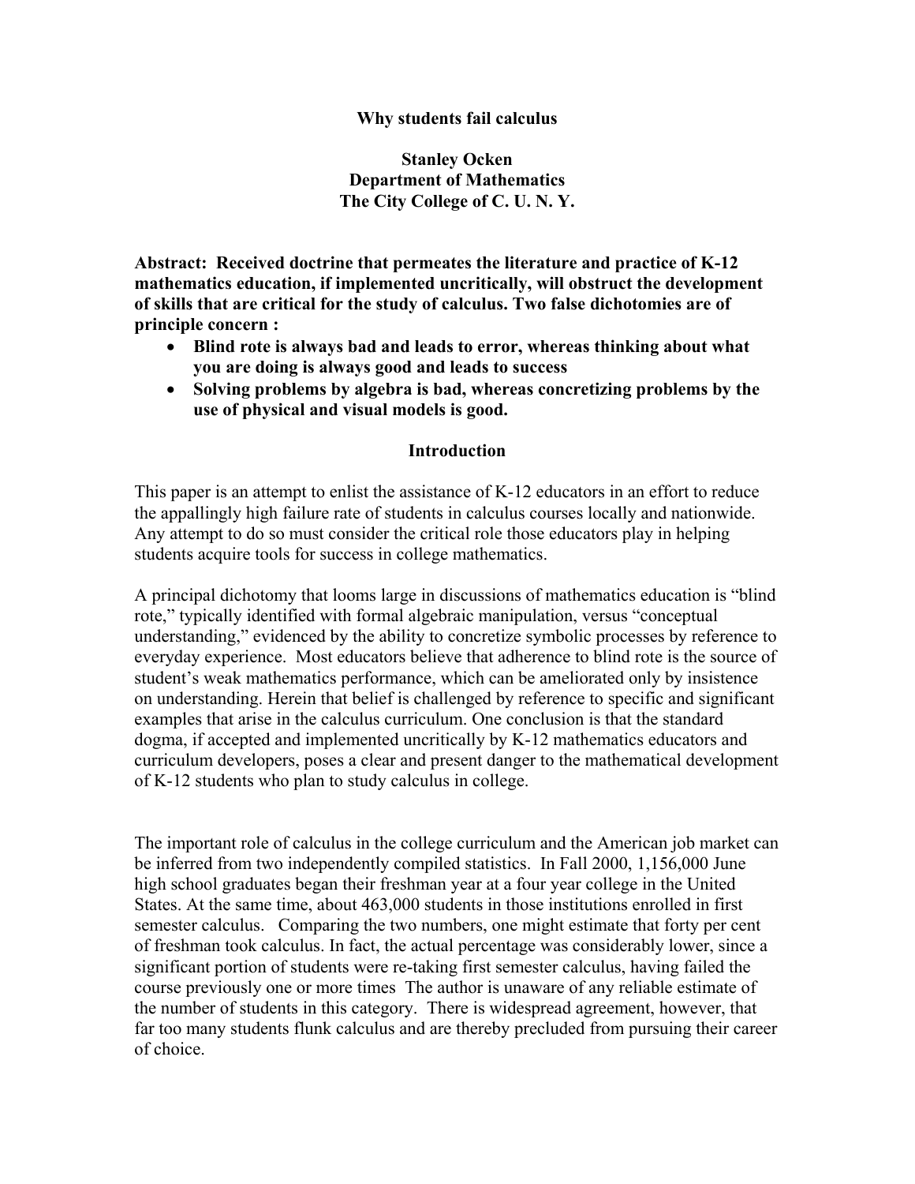# Why students fail calculus

**Stanley Ocken**
**Department of Mathematics**
**The City College of C. U. N. Y.**

**Abstract: Received doctrine that permeates the literature and practice of K-12 mathematics education, if implemented uncritically, will obstruct the development of skills that are critical for the study of calculus. Two false dichotomies are of principle concern :**

- **Blind rote is always bad and leads to error, whereas thinking about what you are doing is always good and leads to success**
- **Solving problems by algebra is bad, whereas concretizing problems by the use of physical and visual models is good.**

## Introduction

This paper is an attempt to enlist the assistance of K-12 educators in an effort to reduce the appallingly high failure rate of students in calculus courses locally and nationwide. Any attempt to do so must consider the critical role those educators play in helping students acquire tools for success in college mathematics.

A principal dichotomy that looms large in discussions of mathematics education is "blind rote," typically identified with formal algebraic manipulation, versus "conceptual understanding," evidenced by the ability to concretize symbolic processes by reference to everyday experience. Most educators believe that adherence to blind rote is the source of student's weak mathematics performance, which can be ameliorated only by insistence on understanding. Herein that belief is challenged by reference to specific and significant examples that arise in the calculus curriculum. One conclusion is that the standard dogma, if accepted and implemented uncritically by K-12 mathematics educators and curriculum developers, poses a clear and present danger to the mathematical development of K-12 students who plan to study calculus in college.

The important role of calculus in the college curriculum and the American job market can be inferred from two independently compiled statistics. In Fall 2000, 1,156,000 June high school graduates began their freshman year at a four year college in the United States. At the same time, about 463,000 students in those institutions enrolled in first semester calculus. Comparing the two numbers, one might estimate that forty per cent of freshman took calculus. In fact, the actual percentage was considerably lower, since a significant portion of students were re-taking first semester calculus, having failed the course previously one or more times The author is unaware of any reliable estimate of the number of students in this category. There is widespread agreement, however, that far too many students flunk calculus and are thereby precluded from pursuing their career of choice.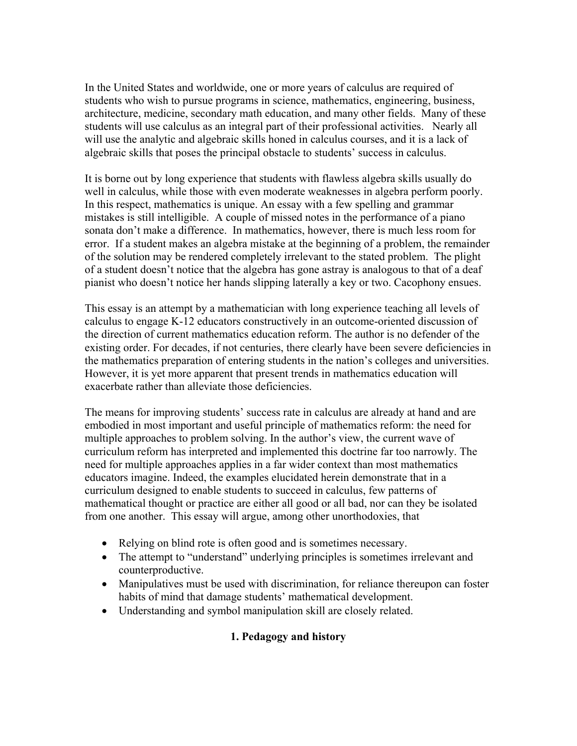In the United States and worldwide, one or more years of calculus are required of students who wish to pursue programs in science, mathematics, engineering, business, architecture, medicine, secondary math education, and many other fields. Many of these students will use calculus as an integral part of their professional activities. Nearly all will use the analytic and algebraic skills honed in calculus courses, and it is a lack of algebraic skills that poses the principal obstacle to students' success in calculus.

It is borne out by long experience that students with flawless algebra skills usually do well in calculus, while those with even moderate weaknesses in algebra perform poorly. In this respect, mathematics is unique. An essay with a few spelling and grammar mistakes is still intelligible. A couple of missed notes in the performance of a piano sonata don't make a difference. In mathematics, however, there is much less room for error. If a student makes an algebra mistake at the beginning of a problem, the remainder of the solution may be rendered completely irrelevant to the stated problem. The plight of a student doesn't notice that the algebra has gone astray is analogous to that of a deaf pianist who doesn't notice her hands slipping laterally a key or two. Cacophony ensues.

This essay is an attempt by a mathematician with long experience teaching all levels of calculus to engage K-12 educators constructively in an outcome-oriented discussion of the direction of current mathematics education reform. The author is no defender of the existing order. For decades, if not centuries, there clearly have been severe deficiencies in the mathematics preparation of entering students in the nation's colleges and universities. However, it is yet more apparent that present trends in mathematics education will exacerbate rather than alleviate those deficiencies.

The means for improving students' success rate in calculus are already at hand and are embodied in most important and useful principle of mathematics reform: the need for multiple approaches to problem solving. In the author's view, the current wave of curriculum reform has interpreted and implemented this doctrine far too narrowly. The need for multiple approaches applies in a far wider context than most mathematics educators imagine. Indeed, the examples elucidated herein demonstrate that in a curriculum designed to enable students to succeed in calculus, few patterns of mathematical thought or practice are either all good or all bad, nor can they be isolated from one another. This essay will argue, among other unorthodoxies, that

- Relying on blind rote is often good and is sometimes necessary.
- The attempt to "understand" underlying principles is sometimes irrelevant and counterproductive.
- Manipulatives must be used with discrimination, for reliance thereupon can foster habits of mind that damage students' mathematical development.
- Understanding and symbol manipulation skill are closely related.

## 1. Pedagogy and history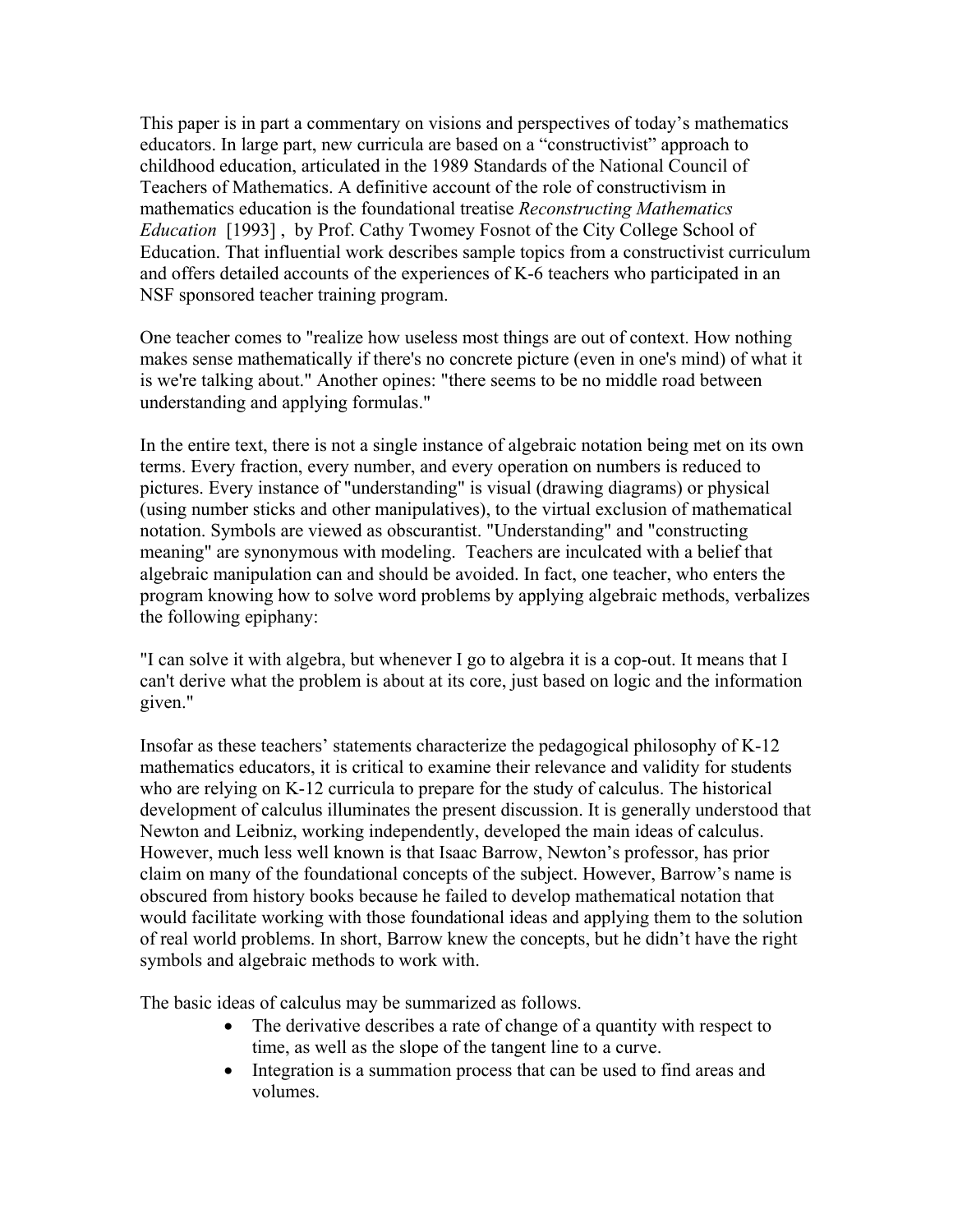This paper is in part a commentary on visions and perspectives of today's mathematics educators. In large part, new curricula are based on a "constructivist" approach to childhood education, articulated in the 1989 Standards of the National Council of Teachers of Mathematics. A definitive account of the role of constructivism in mathematics education is the foundational treatise *Reconstructing Mathematics Education* [1993] , by Prof. Cathy Twomey Fosnot of the City College School of Education. That influential work describes sample topics from a constructivist curriculum and offers detailed accounts of the experiences of K-6 teachers who participated in an NSF sponsored teacher training program.

One teacher comes to "realize how useless most things are out of context. How nothing makes sense mathematically if there's no concrete picture (even in one's mind) of what it is we're talking about." Another opines: "there seems to be no middle road between understanding and applying formulas."

In the entire text, there is not a single instance of algebraic notation being met on its own terms. Every fraction, every number, and every operation on numbers is reduced to pictures. Every instance of "understanding" is visual (drawing diagrams) or physical (using number sticks and other manipulatives), to the virtual exclusion of mathematical notation. Symbols are viewed as obscurantist. "Understanding" and "constructing meaning" are synonymous with modeling. Teachers are inculcated with a belief that algebraic manipulation can and should be avoided. In fact, one teacher, who enters the program knowing how to solve word problems by applying algebraic methods, verbalizes the following epiphany:

"I can solve it with algebra, but whenever I go to algebra it is a cop-out. It means that I can't derive what the problem is about at its core, just based on logic and the information given."

Insofar as these teachers' statements characterize the pedagogical philosophy of K-12 mathematics educators, it is critical to examine their relevance and validity for students who are relying on K-12 curricula to prepare for the study of calculus. The historical development of calculus illuminates the present discussion. It is generally understood that Newton and Leibniz, working independently, developed the main ideas of calculus. However, much less well known is that Isaac Barrow, Newton's professor, has prior claim on many of the foundational concepts of the subject. However, Barrow's name is obscured from history books because he failed to develop mathematical notation that would facilitate working with those foundational ideas and applying them to the solution of real world problems. In short, Barrow knew the concepts, but he didn't have the right symbols and algebraic methods to work with.

The basic ideas of calculus may be summarized as follows.

- The derivative describes a rate of change of a quantity with respect to time, as well as the slope of the tangent line to a curve.
- Integration is a summation process that can be used to find areas and volumes.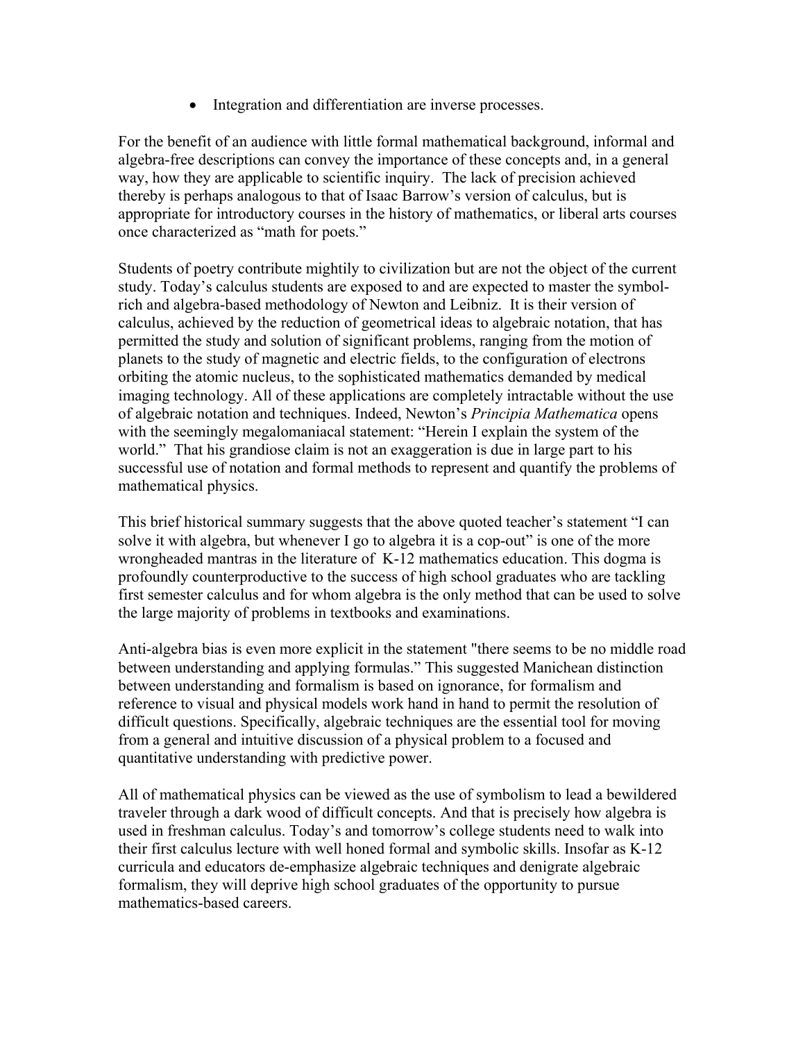- Integration and differentiation are inverse processes.

For the benefit of an audience with little formal mathematical background, informal and algebra-free descriptions can convey the importance of these concepts and, in a general way, how they are applicable to scientific inquiry. The lack of precision achieved thereby is perhaps analogous to that of Isaac Barrow's version of calculus, but is appropriate for introductory courses in the history of mathematics, or liberal arts courses once characterized as "math for poets."

Students of poetry contribute mightily to civilization but are not the object of the current study. Today's calculus students are exposed to and are expected to master the symbol-rich and algebra-based methodology of Newton and Leibniz. It is their version of calculus, achieved by the reduction of geometrical ideas to algebraic notation, that has permitted the study and solution of significant problems, ranging from the motion of planets to the study of magnetic and electric fields, to the configuration of electrons orbiting the atomic nucleus, to the sophisticated mathematics demanded by medical imaging technology. All of these applications are completely intractable without the use of algebraic notation and techniques. Indeed, Newton's *Principia Mathematica* opens with the seemingly megalomaniacal statement: "Herein I explain the system of the world." That his grandiose claim is not an exaggeration is due in large part to his successful use of notation and formal methods to represent and quantify the problems of mathematical physics.

This brief historical summary suggests that the above quoted teacher's statement "I can solve it with algebra, but whenever I go to algebra it is a cop-out" is one of the more wrongheaded mantras in the literature of K-12 mathematics education. This dogma is profoundly counterproductive to the success of high school graduates who are tackling first semester calculus and for whom algebra is the only method that can be used to solve the large majority of problems in textbooks and examinations.

Anti-algebra bias is even more explicit in the statement "there seems to be no middle road between understanding and applying formulas." This suggested Manichean distinction between understanding and formalism is based on ignorance, for formalism and reference to visual and physical models work hand in hand to permit the resolution of difficult questions. Specifically, algebraic techniques are the essential tool for moving from a general and intuitive discussion of a physical problem to a focused and quantitative understanding with predictive power.

All of mathematical physics can be viewed as the use of symbolism to lead a bewildered traveler through a dark wood of difficult concepts. And that is precisely how algebra is used in freshman calculus. Today's and tomorrow's college students need to walk into their first calculus lecture with well honed formal and symbolic skills. Insofar as K-12 curricula and educators de-emphasize algebraic techniques and denigrate algebraic formalism, they will deprive high school graduates of the opportunity to pursue mathematics-based careers.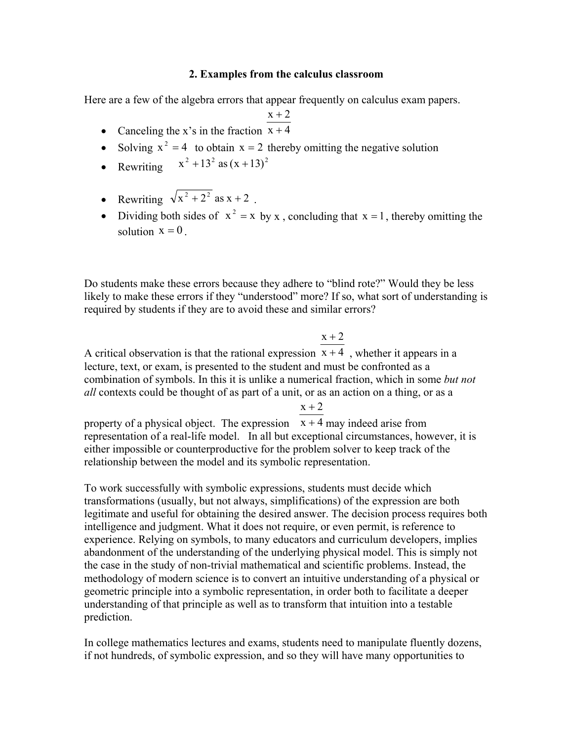## 2. Examples from the calculus classroom

Here are a few of the algebra errors that appear frequently on calculus exam papers.

- Canceling the x's in the fraction $\frac{x+2}{x+4}$
- Solving $x^2 = 4$ to obtain $x = 2$ thereby omitting the negative solution
- Rewriting $x^2 + 13^2$ as $(x+13)^2$
- Rewriting $\sqrt{x^2 + 2^2}$ as $x + 2$.
- Dividing both sides of $x^2 = x$ by $x$, concluding that $x = 1$, thereby omitting the solution $x = 0$.

Do students make these errors because they adhere to "blind rote?" Would they be less likely to make these errors if they "understood" more? If so, what sort of understanding is required by students if they are to avoid these and similar errors?

A critical observation is that the rational expression $\frac{x+2}{x+4}$, whether it appears in a lecture, text, or exam, is presented to the student and must be confronted as a combination of symbols. In this it is unlike a numerical fraction, which in some *but not all* contexts could be thought of as part of a unit, or as an action on a thing, or as a property of a physical object. The expression $\frac{x+2}{x+4}$ may indeed arise from representation of a real-life model. In all but exceptional circumstances, however, it is either impossible or counterproductive for the problem solver to keep track of the relationship between the model and its symbolic representation.

To work successfully with symbolic expressions, students must decide which transformations (usually, but not always, simplifications) of the expression are both legitimate and useful for obtaining the desired answer. The decision process requires both intelligence and judgment. What it does not require, or even permit, is reference to experience. Relying on symbols, to many educators and curriculum developers, implies abandonment of the understanding of the underlying physical model. This is simply not the case in the study of non-trivial mathematical and scientific problems. Instead, the methodology of modern science is to convert an intuitive understanding of a physical or geometric principle into a symbolic representation, in order both to facilitate a deeper understanding of that principle as well as to transform that intuition into a testable prediction.

In college mathematics lectures and exams, students need to manipulate fluently dozens, if not hundreds, of symbolic expression, and so they will have many opportunities to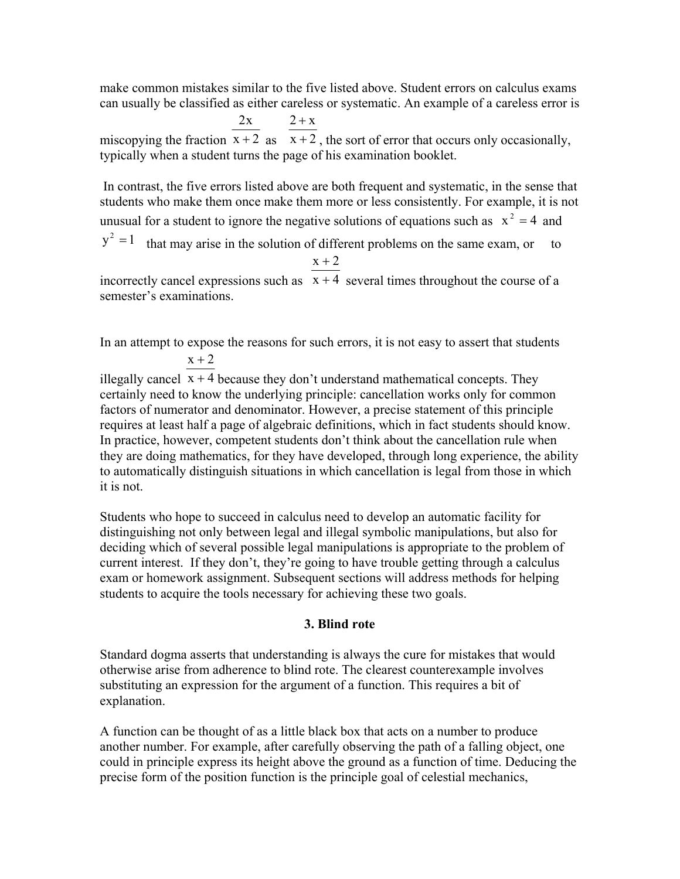make common mistakes similar to the five listed above. Student errors on calculus exams can usually be classified as either careless or systematic. An example of a careless error is miscopying the fraction $\frac{2x}{x+2}$ as $\frac{2+x}{x+2}$, the sort of error that occurs only occasionally, typically when a student turns the page of his examination booklet.

In contrast, the five errors listed above are both frequent and systematic, in the sense that students who make them once make them more or less consistently. For example, it is not unusual for a student to ignore the negative solutions of equations such as $x^2 = 4$ and $y^2 = 1$ that may arise in the solution of different problems on the same exam, or to incorrectly cancel expressions such as $\frac{x+2}{x+4}$ several times throughout the course of a semester's examinations.

In an attempt to expose the reasons for such errors, it is not easy to assert that students illegally cancel $\frac{x+2}{x+4}$ because they don't understand mathematical concepts. They certainly need to know the underlying principle: cancellation works only for common factors of numerator and denominator. However, a precise statement of this principle requires at least half a page of algebraic definitions, which in fact students should know. In practice, however, competent students don't think about the cancellation rule when they are doing mathematics, for they have developed, through long experience, the ability to automatically distinguish situations in which cancellation is legal from those in which it is not.

Students who hope to succeed in calculus need to develop an automatic facility for distinguishing not only between legal and illegal symbolic manipulations, but also for deciding which of several possible legal manipulations is appropriate to the problem of current interest. If they don't, they're going to have trouble getting through a calculus exam or homework assignment. Subsequent sections will address methods for helping students to acquire the tools necessary for achieving these two goals.

## 3. Blind rote

Standard dogma asserts that understanding is always the cure for mistakes that would otherwise arise from adherence to blind rote. The clearest counterexample involves substituting an expression for the argument of a function. This requires a bit of explanation.

A function can be thought of as a little black box that acts on a number to produce another number. For example, after carefully observing the path of a falling object, one could in principle express its height above the ground as a function of time. Deducing the precise form of the position function is the principle goal of celestial mechanics,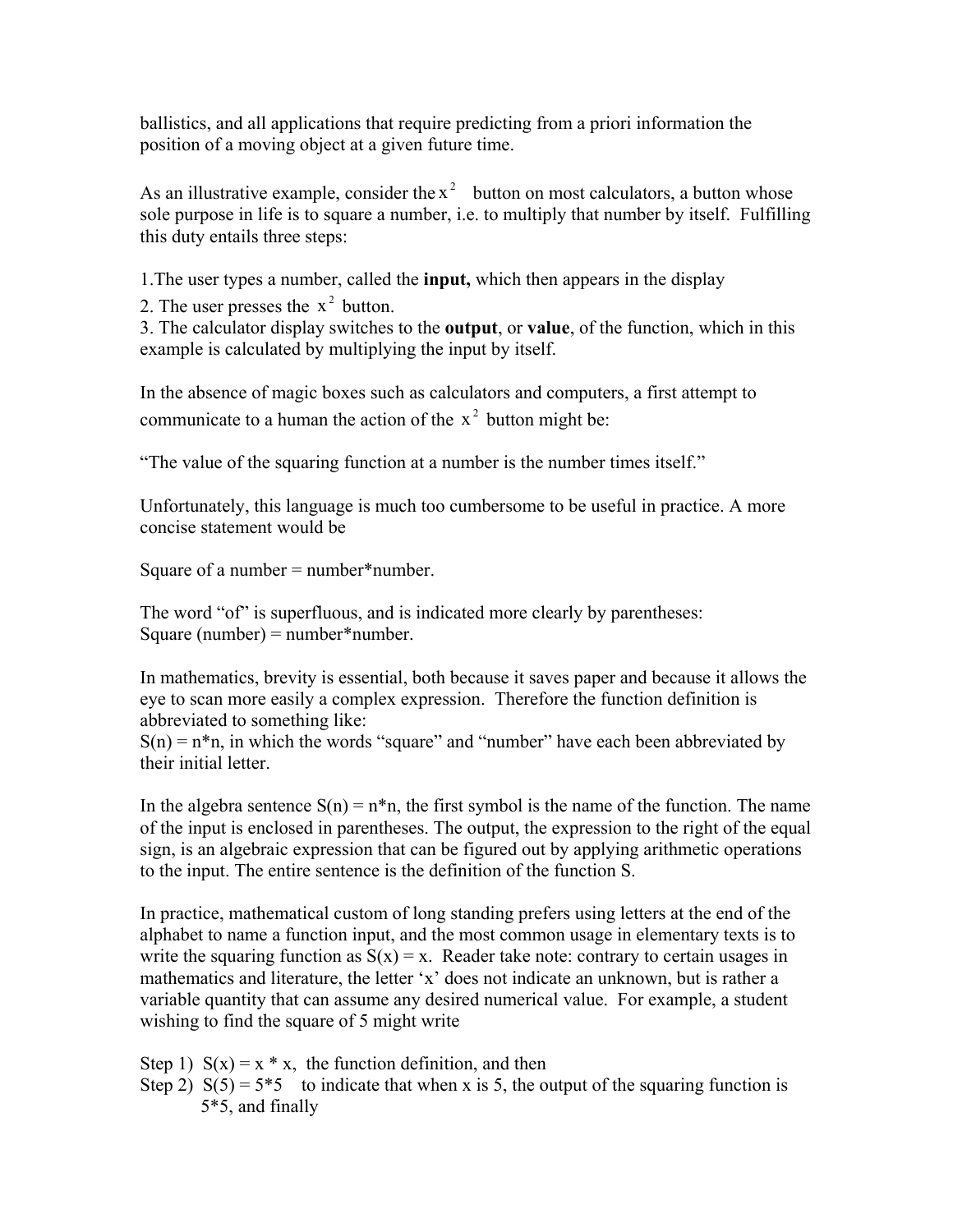ballistics, and all applications that require predicting from a priori information the position of a moving object at a given future time.

As an illustrative example, consider the $x^2$ button on most calculators, a button whose sole purpose in life is to square a number, i.e. to multiply that number by itself. Fulfilling this duty entails three steps:

1.The user types a number, called the **input,** which then appears in the display
2. The user presses the $x^2$ button.
3. The calculator display switches to the **output**, or **value**, of the function, which in this example is calculated by multiplying the input by itself.

In the absence of magic boxes such as calculators and computers, a first attempt to communicate to a human the action of the $x^2$ button might be:

"The value of the squaring function at a number is the number times itself."

Unfortunately, this language is much too cumbersome to be useful in practice. A more concise statement would be

Square of a number = number*number.

The word "of" is superfluous, and is indicated more clearly by parentheses:
Square (number) = number*number.

In mathematics, brevity is essential, both because it saves paper and because it allows the eye to scan more easily a complex expression. Therefore the function definition is abbreviated to something like:
$S(n) = n*n$, in which the words "square" and "number" have each been abbreviated by their initial letter.

In the algebra sentence $S(n) = n*n$, the first symbol is the name of the function. The name of the input is enclosed in parentheses. The output, the expression to the right of the equal sign, is an algebraic expression that can be figured out by applying arithmetic operations to the input. The entire sentence is the definition of the function S.

In practice, mathematical custom of long standing prefers using letters at the end of the alphabet to name a function input, and the most common usage in elementary texts is to write the squaring function as $S(x) = x$. Reader take note: contrary to certain usages in mathematics and literature, the letter 'x' does not indicate an unknown, but is rather a variable quantity that can assume any desired numerical value. For example, a student wishing to find the square of 5 might write

Step 1) $S(x) = x * x$, the function definition, and then
Step 2) $S(5) = 5*5$ to indicate that when x is 5, the output of the squaring function is 5*5, and finally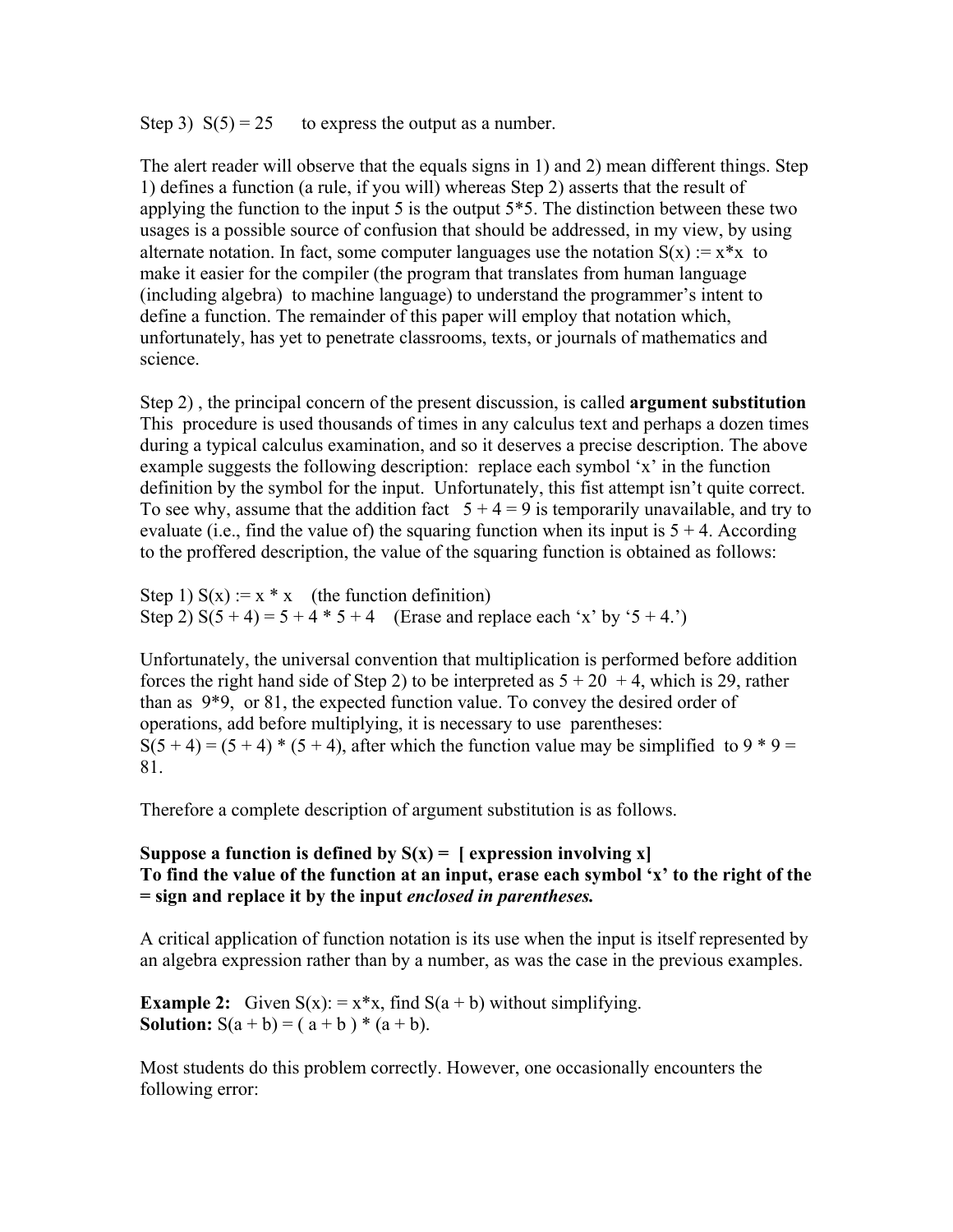Step 3) $S(5) = 25$ to express the output as a number.

The alert reader will observe that the equals signs in 1) and 2) mean different things. Step 1) defines a function (a rule, if you will) whereas Step 2) asserts that the result of applying the function to the input 5 is the output $5*5$. The distinction between these two usages is a possible source of confusion that should be addressed, in my view, by using alternate notation. In fact, some computer languages use the notation $S(x) := x*x$ to make it easier for the compiler (the program that translates from human language (including algebra) to machine language) to understand the programmer's intent to define a function. The remainder of this paper will employ that notation which, unfortunately, has yet to penetrate classrooms, texts, or journals of mathematics and science.

Step 2) , the principal concern of the present discussion, is called **argument substitution** This procedure is used thousands of times in any calculus text and perhaps a dozen times during a typical calculus examination, and so it deserves a precise description. The above example suggests the following description: replace each symbol 'x' in the function definition by the symbol for the input. Unfortunately, this fist attempt isn't quite correct. To see why, assume that the addition fact $5 + 4 = 9$ is temporarily unavailable, and try to evaluate (i.e., find the value of) the squaring function when its input is $5 + 4$. According to the proffered description, the value of the squaring function is obtained as follows:

Step 1) $S(x) := x * x$ (the function definition)
Step 2) $S(5 + 4) = 5 + 4 * 5 + 4$ (Erase and replace each 'x' by '5 + 4.')

Unfortunately, the universal convention that multiplication is performed before addition forces the right hand side of Step 2) to be interpreted as $5 + 20 + 4$, which is 29, rather than as $9*9$, or 81, the expected function value. To convey the desired order of operations, add before multiplying, it is necessary to use parentheses:
$S(5 + 4) = (5 + 4) * (5 + 4)$, after which the function value may be simplified to $9 * 9 = 81$.

Therefore a complete description of argument substitution is as follows.

**Suppose a function is defined by S(x) = [ expression involving x]**
**To find the value of the function at an input, erase each symbol 'x' to the right of the = sign and replace it by the input *enclosed in parentheses.***

A critical application of function notation is its use when the input is itself represented by an algebra expression rather than by a number, as was the case in the previous examples.

**Example 2:** Given $S(x): = x*x$, find $S(a + b)$ without simplifying.
**Solution:** $S(a + b) = ( a + b ) * (a + b)$.

Most students do this problem correctly. However, one occasionally encounters the following error: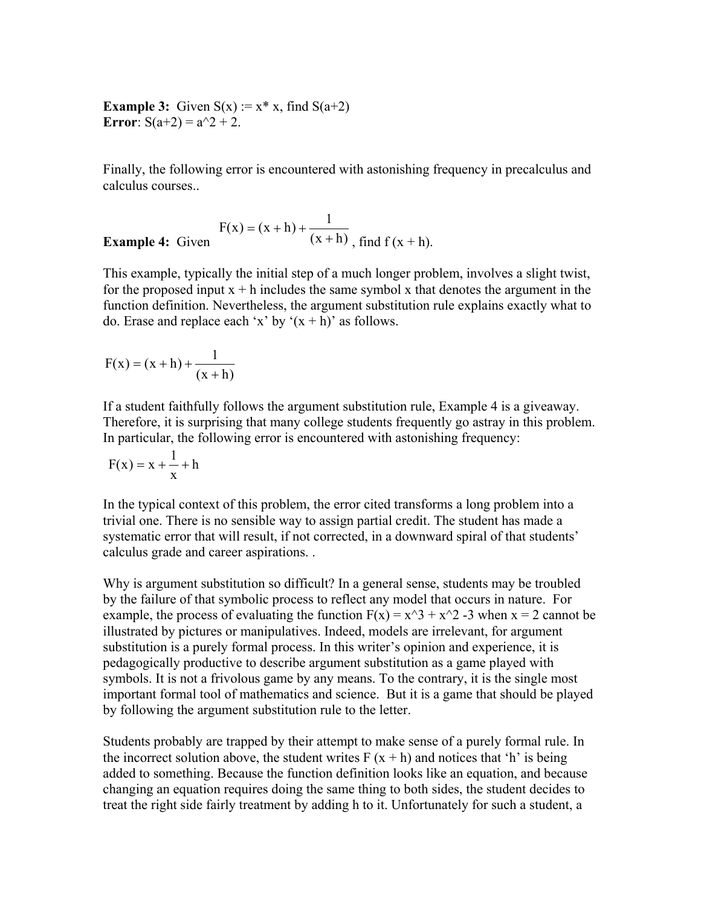**Example 3:** Given S(x) := x* x, find S(a+2)
**Error**: S(a+2) = a^2 + 2.

Finally, the following error is encountered with astonishing frequency in precalculus and calculus courses..

**Example 4:** Given $F(x) = (x + h) + \dfrac{1}{(x + h)}$, find f (x + h).

This example, typically the initial step of a much longer problem, involves a slight twist, for the proposed input x + h includes the same symbol x that denotes the argument in the function definition. Nevertheless, the argument substitution rule explains exactly what to do. Erase and replace each 'x' by '(x + h)' as follows.

$$F(x) = (x + h) + \frac{1}{(x + h)}$$

If a student faithfully follows the argument substitution rule, Example 4 is a giveaway. Therefore, it is surprising that many college students frequently go astray in this problem. In particular, the following error is encountered with astonishing frequency:

$$F(x) = x + \frac{1}{x} + h$$

In the typical context of this problem, the error cited transforms a long problem into a trivial one. There is no sensible way to assign partial credit. The student has made a systematic error that will result, if not corrected, in a downward spiral of that students' calculus grade and career aspirations. .

Why is argument substitution so difficult? In a general sense, students may be troubled by the failure of that symbolic process to reflect any model that occurs in nature. For example, the process of evaluating the function F(x) = x^3 + x^2 -3 when x = 2 cannot be illustrated by pictures or manipulatives. Indeed, models are irrelevant, for argument substitution is a purely formal process. In this writer's opinion and experience, it is pedagogically productive to describe argument substitution as a game played with symbols. It is not a frivolous game by any means. To the contrary, it is the single most important formal tool of mathematics and science. But it is a game that should be played by following the argument substitution rule to the letter.

Students probably are trapped by their attempt to make sense of a purely formal rule. In the incorrect solution above, the student writes F (x + h) and notices that 'h' is being added to something. Because the function definition looks like an equation, and because changing an equation requires doing the same thing to both sides, the student decides to treat the right side fairly treatment by adding h to it. Unfortunately for such a student, a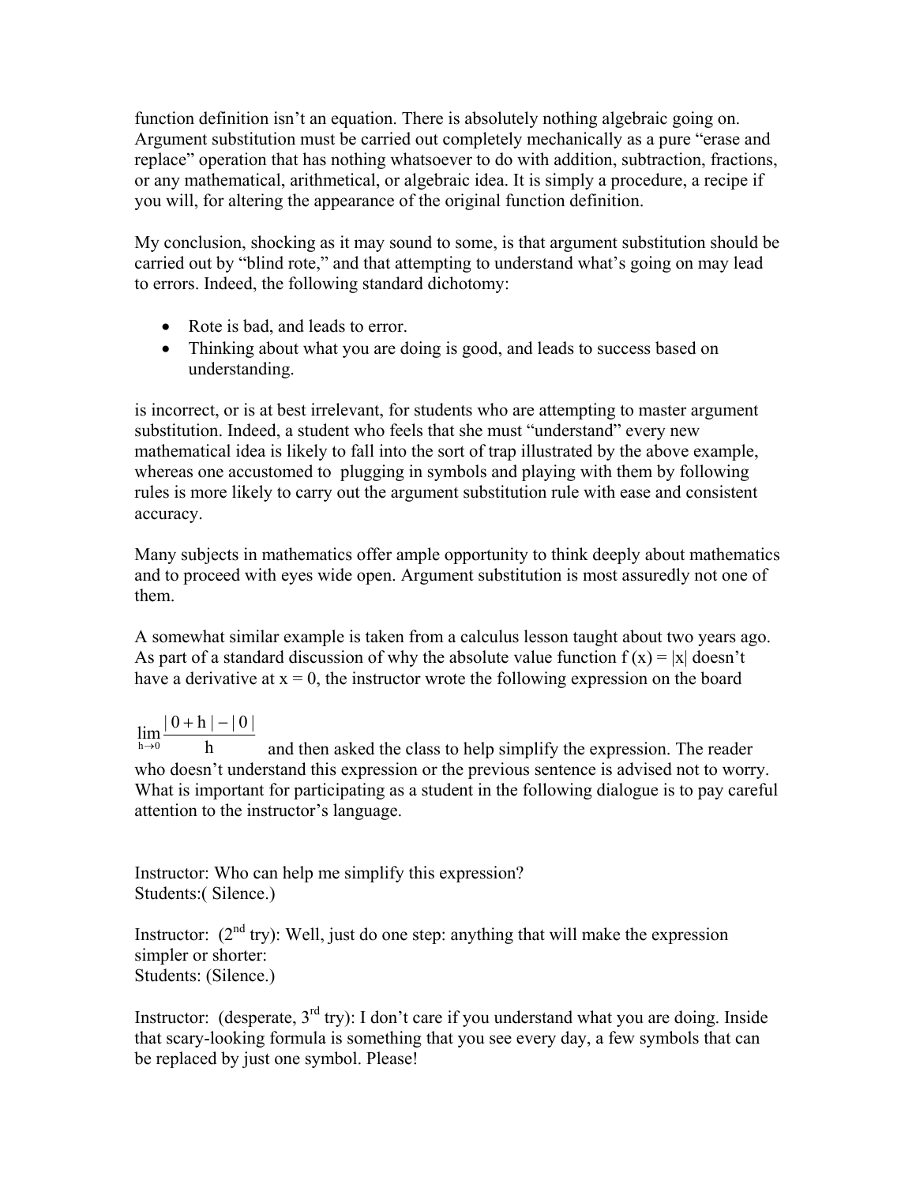function definition isn't an equation. There is absolutely nothing algebraic going on. Argument substitution must be carried out completely mechanically as a pure "erase and replace" operation that has nothing whatsoever to do with addition, subtraction, fractions, or any mathematical, arithmetical, or algebraic idea. It is simply a procedure, a recipe if you will, for altering the appearance of the original function definition.

My conclusion, shocking as it may sound to some, is that argument substitution should be carried out by "blind rote," and that attempting to understand what's going on may lead to errors. Indeed, the following standard dichotomy:

- Rote is bad, and leads to error.
- Thinking about what you are doing is good, and leads to success based on understanding.

is incorrect, or is at best irrelevant, for students who are attempting to master argument substitution. Indeed, a student who feels that she must "understand" every new mathematical idea is likely to fall into the sort of trap illustrated by the above example, whereas one accustomed to plugging in symbols and playing with them by following rules is more likely to carry out the argument substitution rule with ease and consistent accuracy.

Many subjects in mathematics offer ample opportunity to think deeply about mathematics and to proceed with eyes wide open. Argument substitution is most assuredly not one of them.

A somewhat similar example is taken from a calculus lesson taught about two years ago. As part of a standard discussion of why the absolute value function $f(x) = |x|$ doesn't have a derivative at $x = 0$, the instructor wrote the following expression on the board

$$\lim_{h \to 0} \frac{|0 + h| - |0|}{h}$$

and then asked the class to help simplify the expression. The reader who doesn't understand this expression or the previous sentence is advised not to worry. What is important for participating as a student in the following dialogue is to pay careful attention to the instructor's language.

Instructor: Who can help me simplify this expression?
Students:( Silence.)

Instructor: (2nd try): Well, just do one step: anything that will make the expression simpler or shorter:
Students: (Silence.)

Instructor: (desperate, 3rd try): I don't care if you understand what you are doing. Inside that scary-looking formula is something that you see every day, a few symbols that can be replaced by just one symbol. Please!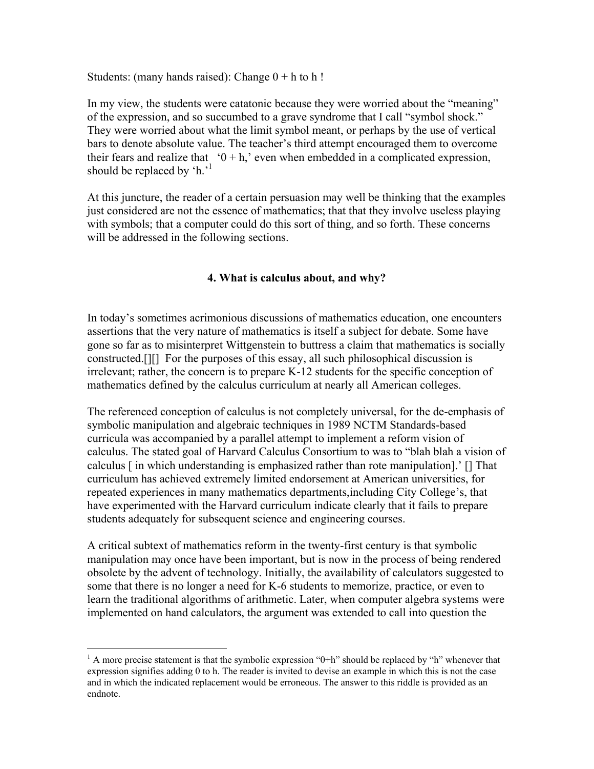Students: (many hands raised): Change $0 + h$ to $h$ !

In my view, the students were catatonic because they were worried about the "meaning" of the expression, and so succumbed to a grave syndrome that I call "symbol shock." They were worried about what the limit symbol meant, or perhaps by the use of vertical bars to denote absolute value. The teacher's third attempt encouraged them to overcome their fears and realize that '$0 + h$,' even when embedded in a complicated expression, should be replaced by '$h$.'[1]

At this juncture, the reader of a certain persuasion may well be thinking that the examples just considered are not the essence of mathematics; that that they involve useless playing with symbols; that a computer could do this sort of thing, and so forth. These concerns will be addressed in the following sections.

## 4. What is calculus about, and why?

In today's sometimes acrimonious discussions of mathematics education, one encounters assertions that the very nature of mathematics is itself a subject for debate. Some have gone so far as to misinterpret Wittgenstein to buttress a claim that mathematics is socially constructed.[][] For the purposes of this essay, all such philosophical discussion is irrelevant; rather, the concern is to prepare K-12 students for the specific conception of mathematics defined by the calculus curriculum at nearly all American colleges.

The referenced conception of calculus is not completely universal, for the de-emphasis of symbolic manipulation and algebraic techniques in 1989 NCTM Standards-based curricula was accompanied by a parallel attempt to implement a reform vision of calculus. The stated goal of Harvard Calculus Consortium to was to "blah blah a vision of calculus [ in which understanding is emphasized rather than rote manipulation].' [] That curriculum has achieved extremely limited endorsement at American universities, for repeated experiences in many mathematics departments,including City College's, that have experimented with the Harvard curriculum indicate clearly that it fails to prepare students adequately for subsequent science and engineering courses.

A critical subtext of mathematics reform in the twenty-first century is that symbolic manipulation may once have been important, but is now in the process of being rendered obsolete by the advent of technology. Initially, the availability of calculators suggested to some that there is no longer a need for K-6 students to memorize, practice, or even to learn the traditional algorithms of arithmetic. Later, when computer algebra systems were implemented on hand calculators, the argument was extended to call into question the

[1] A more precise statement is that the symbolic expression "$0+h$" should be replaced by "$h$" whenever that expression signifies adding 0 to h. The reader is invited to devise an example in which this is not the case and in which the indicated replacement would be erroneous. The answer to this riddle is provided as an endnote.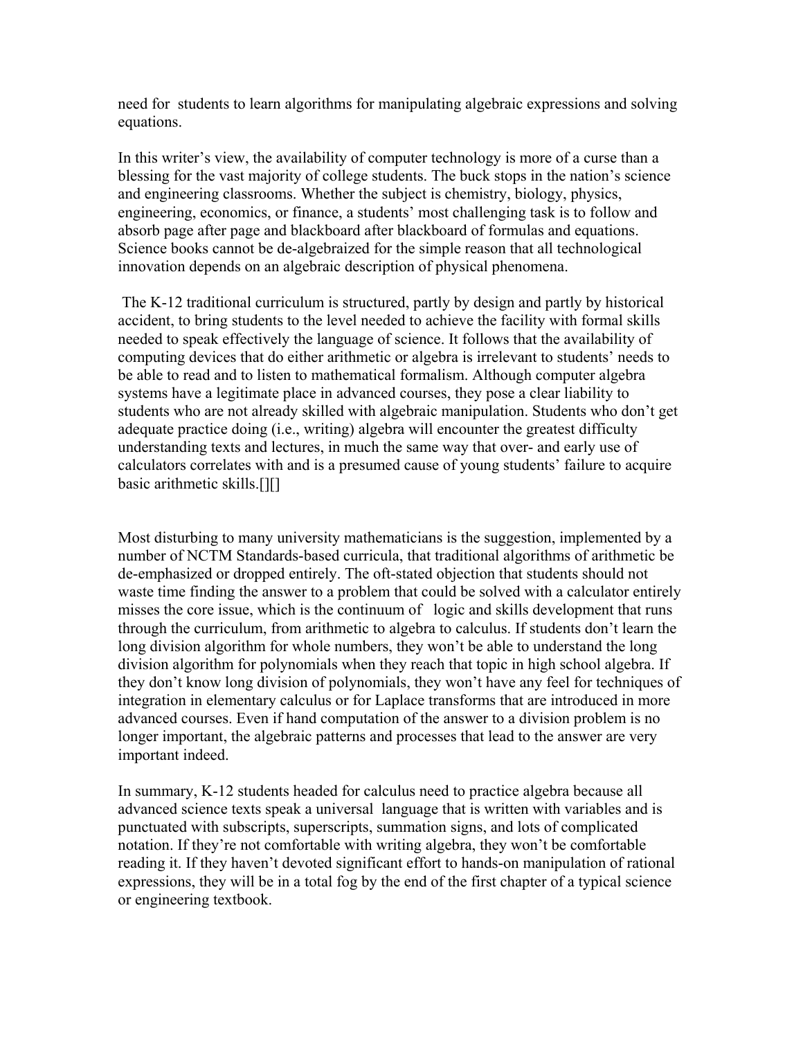need for students to learn algorithms for manipulating algebraic expressions and solving equations.

In this writer's view, the availability of computer technology is more of a curse than a blessing for the vast majority of college students. The buck stops in the nation's science and engineering classrooms. Whether the subject is chemistry, biology, physics, engineering, economics, or finance, a students' most challenging task is to follow and absorb page after page and blackboard after blackboard of formulas and equations. Science books cannot be de-algebraized for the simple reason that all technological innovation depends on an algebraic description of physical phenomena.

The K-12 traditional curriculum is structured, partly by design and partly by historical accident, to bring students to the level needed to achieve the facility with formal skills needed to speak effectively the language of science. It follows that the availability of computing devices that do either arithmetic or algebra is irrelevant to students' needs to be able to read and to listen to mathematical formalism. Although computer algebra systems have a legitimate place in advanced courses, they pose a clear liability to students who are not already skilled with algebraic manipulation. Students who don't get adequate practice doing (i.e., writing) algebra will encounter the greatest difficulty understanding texts and lectures, in much the same way that over- and early use of calculators correlates with and is a presumed cause of young students' failure to acquire basic arithmetic skills.[][]

Most disturbing to many university mathematicians is the suggestion, implemented by a number of NCTM Standards-based curricula, that traditional algorithms of arithmetic be de-emphasized or dropped entirely. The oft-stated objection that students should not waste time finding the answer to a problem that could be solved with a calculator entirely misses the core issue, which is the continuum of logic and skills development that runs through the curriculum, from arithmetic to algebra to calculus. If students don't learn the long division algorithm for whole numbers, they won't be able to understand the long division algorithm for polynomials when they reach that topic in high school algebra. If they don't know long division of polynomials, they won't have any feel for techniques of integration in elementary calculus or for Laplace transforms that are introduced in more advanced courses. Even if hand computation of the answer to a division problem is no longer important, the algebraic patterns and processes that lead to the answer are very important indeed.

In summary, K-12 students headed for calculus need to practice algebra because all advanced science texts speak a universal language that is written with variables and is punctuated with subscripts, superscripts, summation signs, and lots of complicated notation. If they're not comfortable with writing algebra, they won't be comfortable reading it. If they haven't devoted significant effort to hands-on manipulation of rational expressions, they will be in a total fog by the end of the first chapter of a typical science or engineering textbook.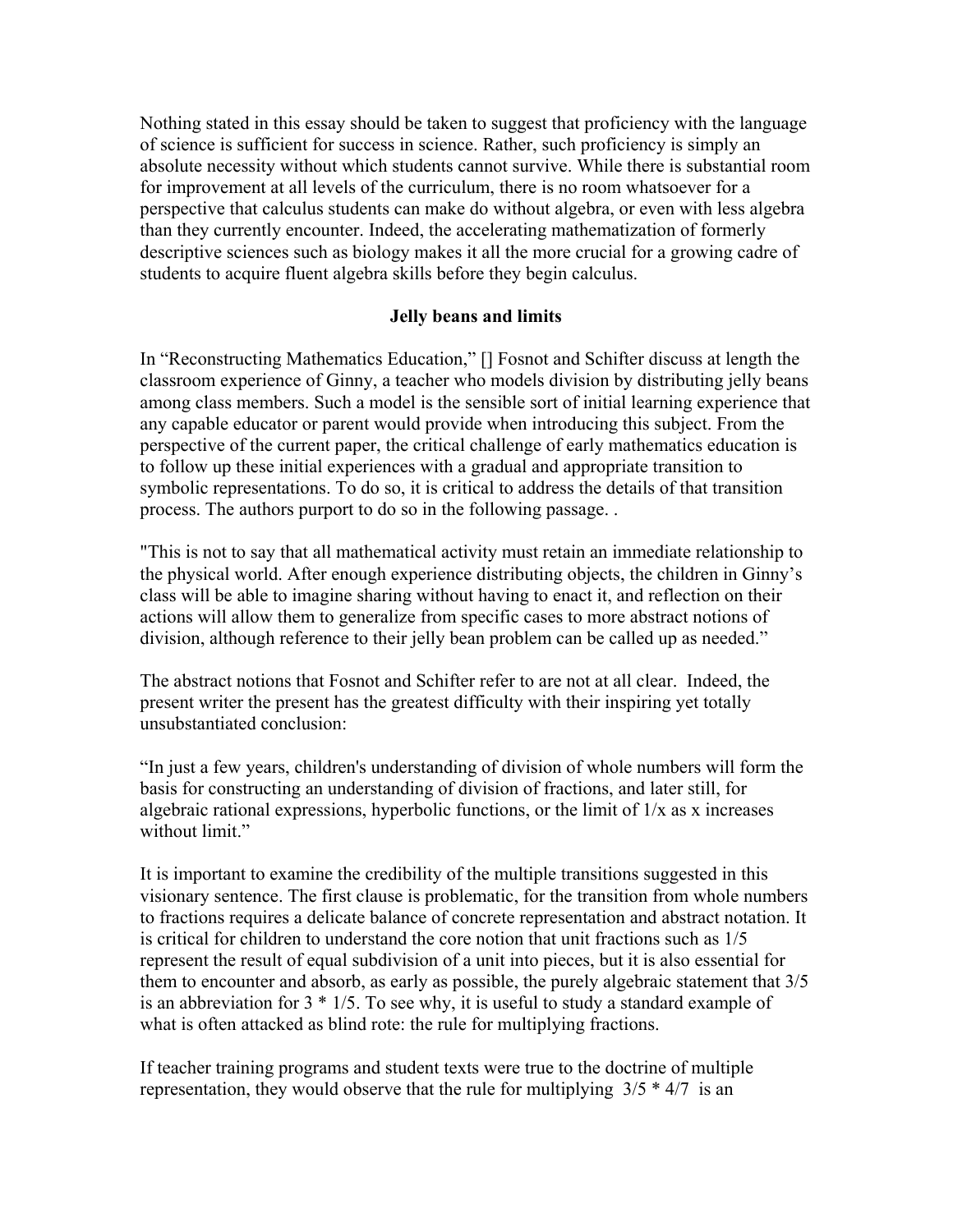Nothing stated in this essay should be taken to suggest that proficiency with the language of science is sufficient for success in science. Rather, such proficiency is simply an absolute necessity without which students cannot survive. While there is substantial room for improvement at all levels of the curriculum, there is no room whatsoever for a perspective that calculus students can make do without algebra, or even with less algebra than they currently encounter. Indeed, the accelerating mathematization of formerly descriptive sciences such as biology makes it all the more crucial for a growing cadre of students to acquire fluent algebra skills before they begin calculus.

### Jelly beans and limits

In "Reconstructing Mathematics Education," [] Fosnot and Schifter discuss at length the classroom experience of Ginny, a teacher who models division by distributing jelly beans among class members. Such a model is the sensible sort of initial learning experience that any capable educator or parent would provide when introducing this subject. From the perspective of the current paper, the critical challenge of early mathematics education is to follow up these initial experiences with a gradual and appropriate transition to symbolic representations. To do so, it is critical to address the details of that transition process. The authors purport to do so in the following passage. .

"This is not to say that all mathematical activity must retain an immediate relationship to the physical world. After enough experience distributing objects, the children in Ginny's class will be able to imagine sharing without having to enact it, and reflection on their actions will allow them to generalize from specific cases to more abstract notions of division, although reference to their jelly bean problem can be called up as needed."

The abstract notions that Fosnot and Schifter refer to are not at all clear. Indeed, the present writer the present has the greatest difficulty with their inspiring yet totally unsubstantiated conclusion:

"In just a few years, children's understanding of division of whole numbers will form the basis for constructing an understanding of division of fractions, and later still, for algebraic rational expressions, hyperbolic functions, or the limit of $1/x$ as x increases without limit."

It is important to examine the credibility of the multiple transitions suggested in this visionary sentence. The first clause is problematic, for the transition from whole numbers to fractions requires a delicate balance of concrete representation and abstract notation. It is critical for children to understand the core notion that unit fractions such as $1/5$ represent the result of equal subdivision of a unit into pieces, but it is also essential for them to encounter and absorb, as early as possible, the purely algebraic statement that $3/5$ is an abbreviation for $3 * 1/5$. To see why, it is useful to study a standard example of what is often attacked as blind rote: the rule for multiplying fractions.

If teacher training programs and student texts were true to the doctrine of multiple representation, they would observe that the rule for multiplying $3/5 * 4/7$ is an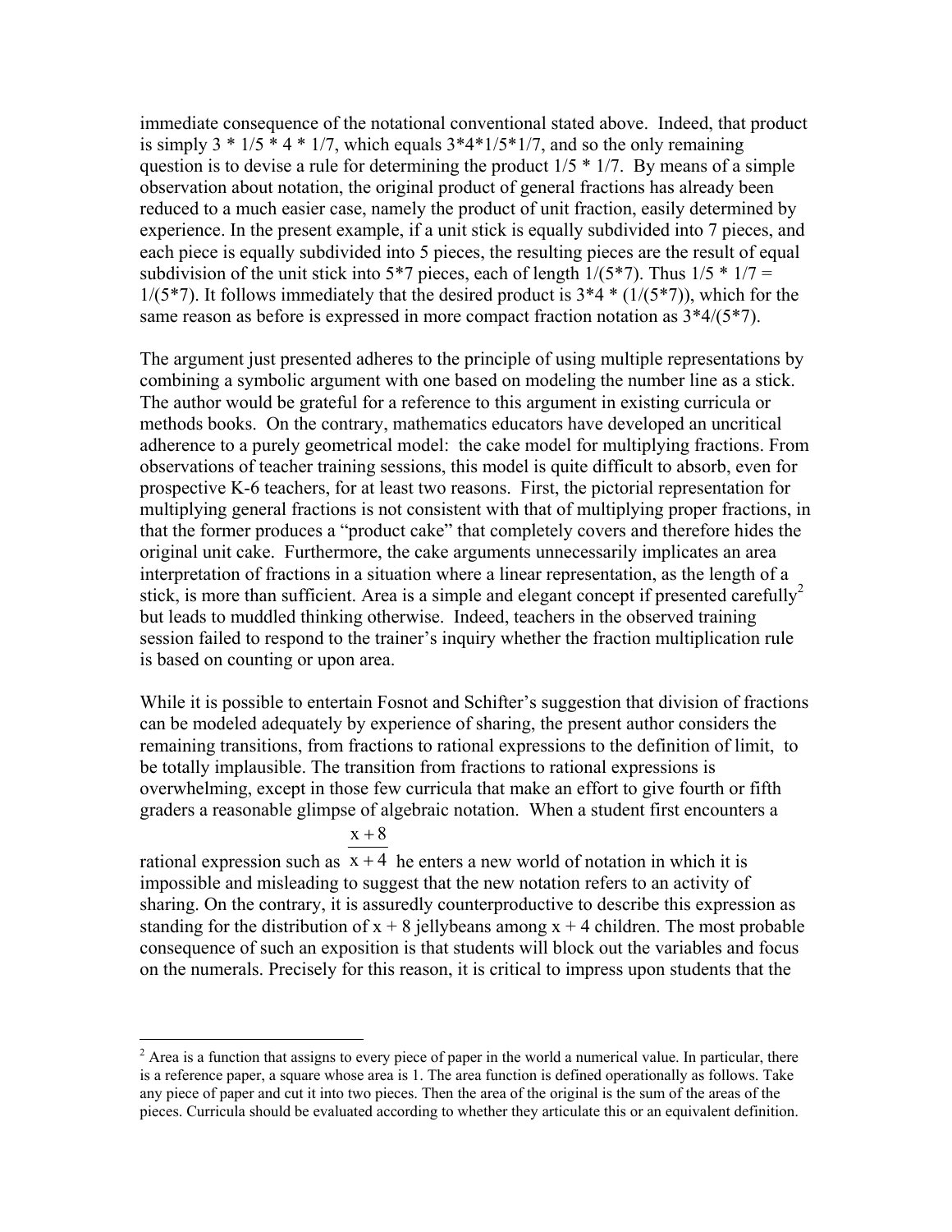immediate consequence of the notational conventional stated above. Indeed, that product is simply 3 * 1/5 * 4 * 1/7, which equals 3*4*1/5*1/7, and so the only remaining question is to devise a rule for determining the product 1/5 * 1/7. By means of a simple observation about notation, the original product of general fractions has already been reduced to a much easier case, namely the product of unit fraction, easily determined by experience. In the present example, if a unit stick is equally subdivided into 7 pieces, and each piece is equally subdivided into 5 pieces, the resulting pieces are the result of equal subdivision of the unit stick into 5*7 pieces, each of length 1/(5*7). Thus 1/5 * 1/7 = 1/(5*7). It follows immediately that the desired product is 3*4 * (1/(5*7)), which for the same reason as before is expressed in more compact fraction notation as 3*4/(5*7).

The argument just presented adheres to the principle of using multiple representations by combining a symbolic argument with one based on modeling the number line as a stick. The author would be grateful for a reference to this argument in existing curricula or methods books. On the contrary, mathematics educators have developed an uncritical adherence to a purely geometrical model: the cake model for multiplying fractions. From observations of teacher training sessions, this model is quite difficult to absorb, even for prospective K-6 teachers, for at least two reasons. First, the pictorial representation for multiplying general fractions is not consistent with that of multiplying proper fractions, in that the former produces a "product cake" that completely covers and therefore hides the original unit cake. Furthermore, the cake arguments unnecessarily implicates an area interpretation of fractions in a situation where a linear representation, as the length of a stick, is more than sufficient. Area is a simple and elegant concept if presented carefully[2] but leads to muddled thinking otherwise. Indeed, teachers in the observed training session failed to respond to the trainer's inquiry whether the fraction multiplication rule is based on counting or upon area.

While it is possible to entertain Fosnot and Schifter's suggestion that division of fractions can be modeled adequately by experience of sharing, the present author considers the remaining transitions, from fractions to rational expressions to the definition of limit, to be totally implausible. The transition from fractions to rational expressions is overwhelming, except in those few curricula that make an effort to give fourth or fifth graders a reasonable glimpse of algebraic notation. When a student first encounters a rational expression such as $\frac{x+8}{x+4}$ he enters a new world of notation in which it is impossible and misleading to suggest that the new notation refers to an activity of sharing. On the contrary, it is assuredly counterproductive to describe this expression as standing for the distribution of x + 8 jellybeans among x + 4 children. The most probable consequence of such an exposition is that students will block out the variables and focus on the numerals. Precisely for this reason, it is critical to impress upon students that the

---

[2] Area is a function that assigns to every piece of paper in the world a numerical value. In particular, there is a reference paper, a square whose area is 1. The area function is defined operationally as follows. Take any piece of paper and cut it into two pieces. Then the area of the original is the sum of the areas of the pieces. Curricula should be evaluated according to whether they articulate this or an equivalent definition.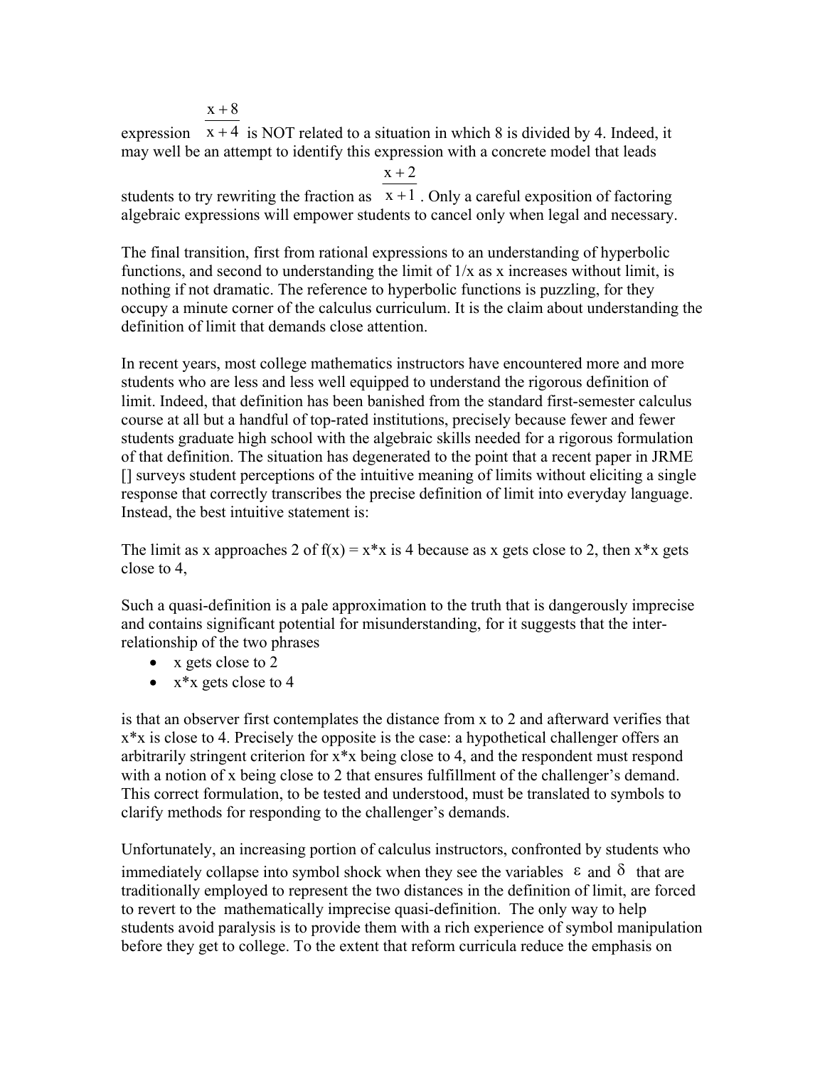expression $\frac{x+8}{x+4}$ is NOT related to a situation in which 8 is divided by 4. Indeed, it may well be an attempt to identify this expression with a concrete model that leads students to try rewriting the fraction as $\frac{x+2}{x+1}$. Only a careful exposition of factoring algebraic expressions will empower students to cancel only when legal and necessary.

The final transition, first from rational expressions to an understanding of hyperbolic functions, and second to understanding the limit of $1/x$ as x increases without limit, is nothing if not dramatic. The reference to hyperbolic functions is puzzling, for they occupy a minute corner of the calculus curriculum. It is the claim about understanding the definition of limit that demands close attention.

In recent years, most college mathematics instructors have encountered more and more students who are less and less well equipped to understand the rigorous definition of limit. Indeed, that definition has been banished from the standard first-semester calculus course at all but a handful of top-rated institutions, precisely because fewer and fewer students graduate high school with the algebraic skills needed for a rigorous formulation of that definition. The situation has degenerated to the point that a recent paper in JRME [] surveys student perceptions of the intuitive meaning of limits without eliciting a single response that correctly transcribes the precise definition of limit into everyday language. Instead, the best intuitive statement is:

The limit as x approaches 2 of f(x) = x*x is 4 because as x gets close to 2, then x*x gets close to 4,

Such a quasi-definition is a pale approximation to the truth that is dangerously imprecise and contains significant potential for misunderstanding, for it suggests that the inter-relationship of the two phrases

- x gets close to 2
- x*x gets close to 4

is that an observer first contemplates the distance from x to 2 and afterward verifies that x*x is close to 4. Precisely the opposite is the case: a hypothetical challenger offers an arbitrarily stringent criterion for x*x being close to 4, and the respondent must respond with a notion of x being close to 2 that ensures fulfillment of the challenger's demand. This correct formulation, to be tested and understood, must be translated to symbols to clarify methods for responding to the challenger's demands.

Unfortunately, an increasing portion of calculus instructors, confronted by students who immediately collapse into symbol shock when they see the variables $\varepsilon$ and $\delta$ that are traditionally employed to represent the two distances in the definition of limit, are forced to revert to the mathematically imprecise quasi-definition. The only way to help students avoid paralysis is to provide them with a rich experience of symbol manipulation before they get to college. To the extent that reform curricula reduce the emphasis on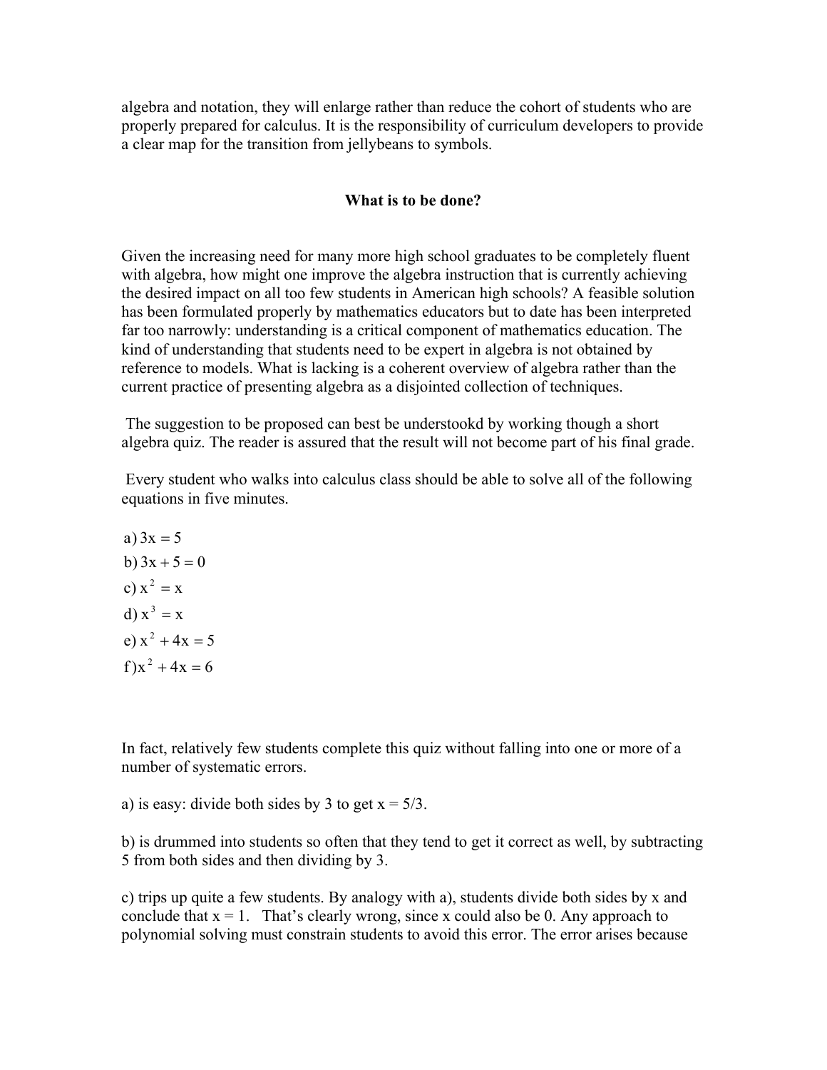algebra and notation, they will enlarge rather than reduce the cohort of students who are properly prepared for calculus. It is the responsibility of curriculum developers to provide a clear map for the transition from jellybeans to symbols.

## What is to be done?

Given the increasing need for many more high school graduates to be completely fluent with algebra, how might one improve the algebra instruction that is currently achieving the desired impact on all too few students in American high schools? A feasible solution has been formulated properly by mathematics educators but to date has been interpreted far too narrowly: understanding is a critical component of mathematics education. The kind of understanding that students need to be expert in algebra is not obtained by reference to models. What is lacking is a coherent overview of algebra rather than the current practice of presenting algebra as a disjointed collection of techniques.

The suggestion to be proposed can best be understookd by working though a short algebra quiz. The reader is assured that the result will not become part of his final grade.

Every student who walks into calculus class should be able to solve all of the following equations in five minutes.

a) $3x = 5$
b) $3x + 5 = 0$
c) $x^2 = x$
d) $x^3 = x$
e) $x^2 + 4x = 5$
f) $x^2 + 4x = 6$

In fact, relatively few students complete this quiz without falling into one or more of a number of systematic errors.

a) is easy: divide both sides by 3 to get $x = 5/3$.

b) is drummed into students so often that they tend to get it correct as well, by subtracting 5 from both sides and then dividing by 3.

c) trips up quite a few students. By analogy with a), students divide both sides by x and conclude that $x = 1$. That's clearly wrong, since x could also be 0. Any approach to polynomial solving must constrain students to avoid this error. The error arises because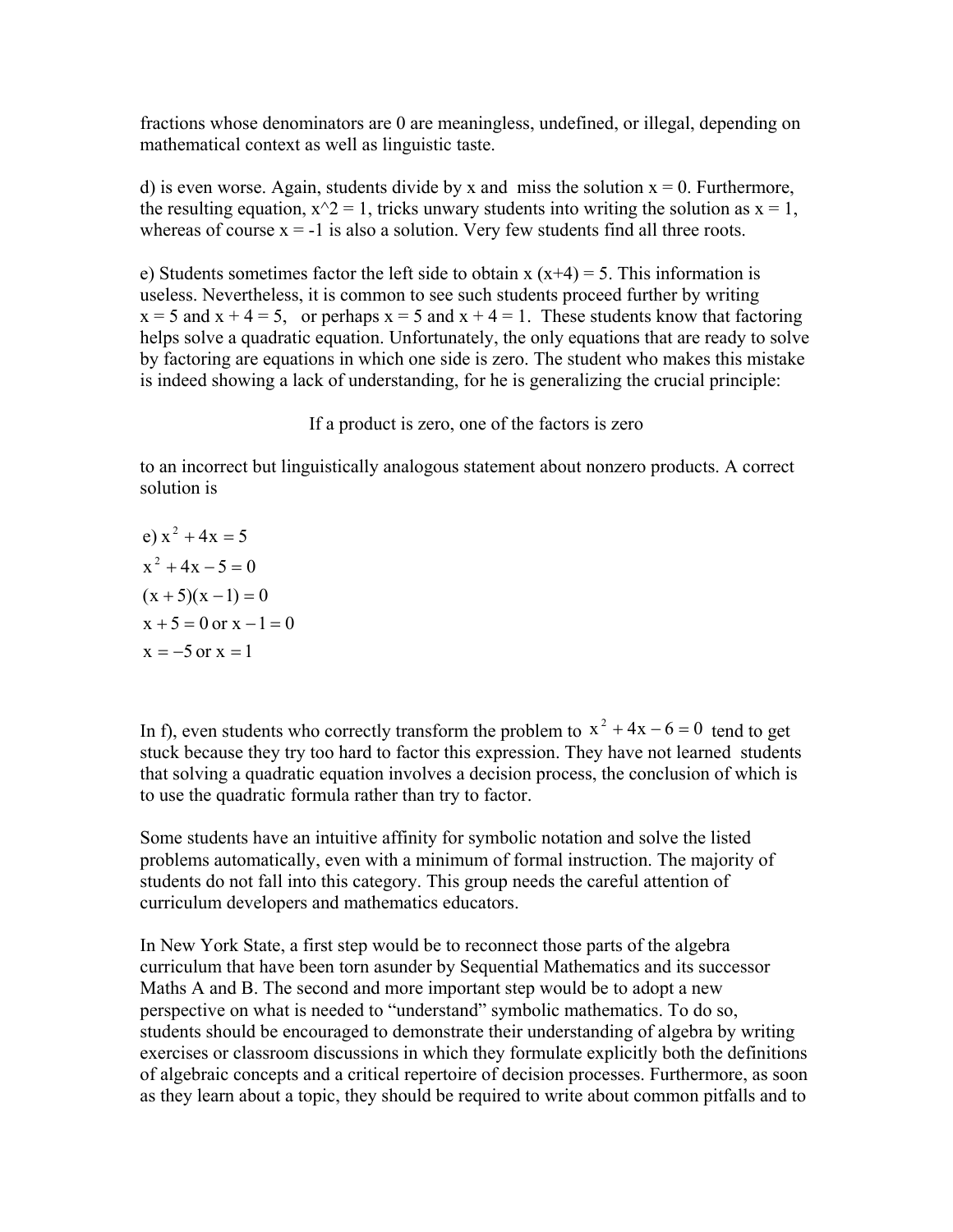fractions whose denominators are 0 are meaningless, undefined, or illegal, depending on mathematical context as well as linguistic taste.

d) is even worse. Again, students divide by x and miss the solution $x = 0$. Furthermore, the resulting equation, $x^2 = 1$, tricks unwary students into writing the solution as $x = 1$, whereas of course $x = -1$ is also a solution. Very few students find all three roots.

e) Students sometimes factor the left side to obtain $x(x+4) = 5$. This information is useless. Nevertheless, it is common to see such students proceed further by writing $x = 5$ and $x + 4 = 5$, or perhaps $x = 5$ and $x + 4 = 1$. These students know that factoring helps solve a quadratic equation. Unfortunately, the only equations that are ready to solve by factoring are equations in which one side is zero. The student who makes this mistake is indeed showing a lack of understanding, for he is generalizing the crucial principle:

If a product is zero, one of the factors is zero

to an incorrect but linguistically analogous statement about nonzero products. A correct solution is

e) $x^2 + 4x = 5$

$$x^2 + 4x - 5 = 0$$
$$(x+5)(x-1) = 0$$
$$x + 5 = 0 \text{ or } x - 1 = 0$$
$$x = -5 \text{ or } x = 1$$

In f), even students who correctly transform the problem to $x^2 + 4x - 6 = 0$ tend to get stuck because they try too hard to factor this expression. They have not learned students that solving a quadratic equation involves a decision process, the conclusion of which is to use the quadratic formula rather than try to factor.

Some students have an intuitive affinity for symbolic notation and solve the listed problems automatically, even with a minimum of formal instruction. The majority of students do not fall into this category. This group needs the careful attention of curriculum developers and mathematics educators.

In New York State, a first step would be to reconnect those parts of the algebra curriculum that have been torn asunder by Sequential Mathematics and its successor Maths A and B. The second and more important step would be to adopt a new perspective on what is needed to "understand" symbolic mathematics. To do so, students should be encouraged to demonstrate their understanding of algebra by writing exercises or classroom discussions in which they formulate explicitly both the definitions of algebraic concepts and a critical repertoire of decision processes. Furthermore, as soon as they learn about a topic, they should be required to write about common pitfalls and to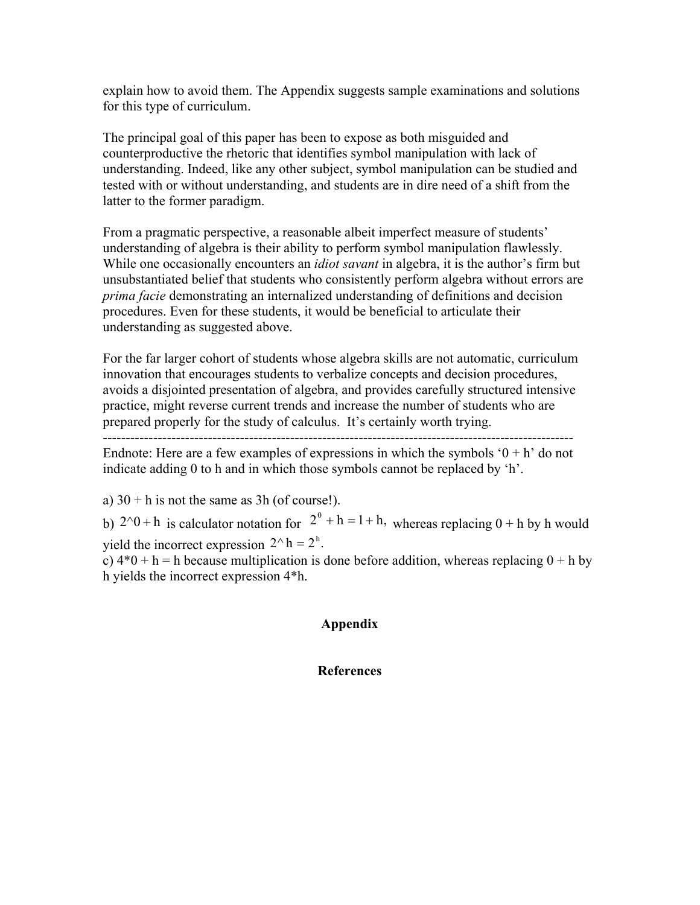explain how to avoid them. The Appendix suggests sample examinations and solutions for this type of curriculum.

The principal goal of this paper has been to expose as both misguided and counterproductive the rhetoric that identifies symbol manipulation with lack of understanding. Indeed, like any other subject, symbol manipulation can be studied and tested with or without understanding, and students are in dire need of a shift from the latter to the former paradigm.

From a pragmatic perspective, a reasonable albeit imperfect measure of students' understanding of algebra is their ability to perform symbol manipulation flawlessly. While one occasionally encounters an *idiot savant* in algebra, it is the author's firm but unsubstantiated belief that students who consistently perform algebra without errors are *prima facie* demonstrating an internalized understanding of definitions and decision procedures. Even for these students, it would be beneficial to articulate their understanding as suggested above.

For the far larger cohort of students whose algebra skills are not automatic, curriculum innovation that encourages students to verbalize concepts and decision procedures, avoids a disjointed presentation of algebra, and provides carefully structured intensive practice, might reverse current trends and increase the number of students who are prepared properly for the study of calculus. It's certainly worth trying.

---

Endnote: Here are a few examples of expressions in which the symbols '0 + h' do not indicate adding 0 to h and in which those symbols cannot be replaced by 'h'.

a) 30 + h is not the same as 3h (of course!).

b) $2\text{^}0 + h$ is calculator notation for $2^0 + h = 1 + h,$ whereas replacing 0 + h by h would yield the incorrect expression $2\text{^}h = 2^h$.

c) 4*0 + h = h because multiplication is done before addition, whereas replacing 0 + h by h yields the incorrect expression 4*h.

## Appendix

## References